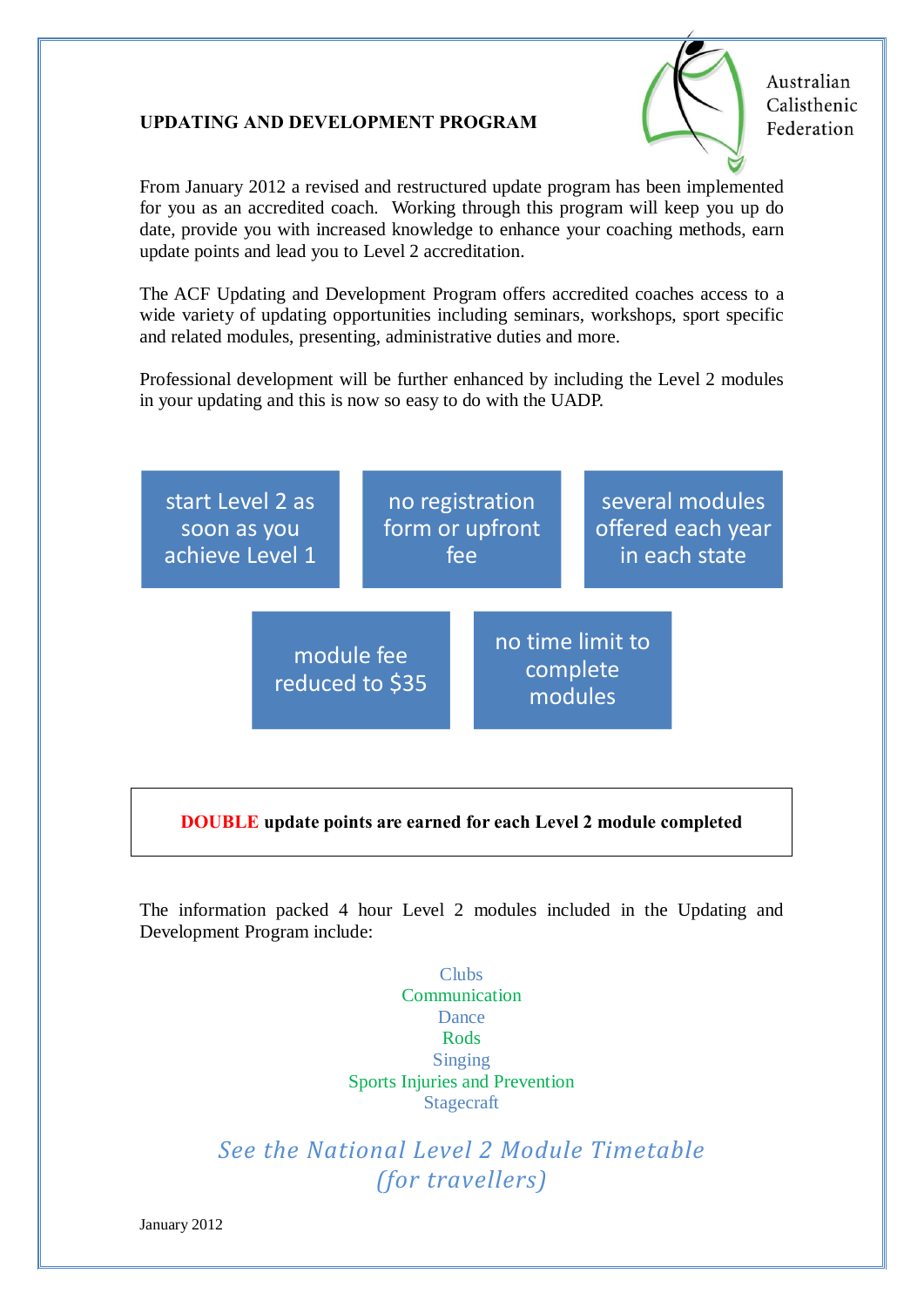Australian Calisthenic Federation

## UPDATING AND DEVELOPMENT PROGRAM

From January 2012 a revised and restructured update program has been implemented for you as an accredited coach. Working through this program will keep you up do date, provide you with increased knowledge to enhance your coaching methods, earn update points and lead you to Level 2 accreditation.

The ACF Updating and Development Program offers accredited coaches access to a wide variety of updating opportunities including seminars, workshops, sport specific and related modules, presenting, administrative duties and more.

Professional development will be further enhanced by including the Level 2 modules in your updating and this is now so easy to do with the UADP.

- start Level 2 as soon as you achieve Level 1
- no registration form or upfront fee
- several modules offered each year in each state
- module fee reduced to $35
- no time limit to complete modules

**DOUBLE update points are earned for each Level 2 module completed**

The information packed 4 hour Level 2 modules included in the Updating and Development Program include:

Clubs
Communication
Dance
Rods
Singing
Sports Injuries and Prevention
Stagecraft

*See the National Level 2 Module Timetable (for travellers)*

January 2012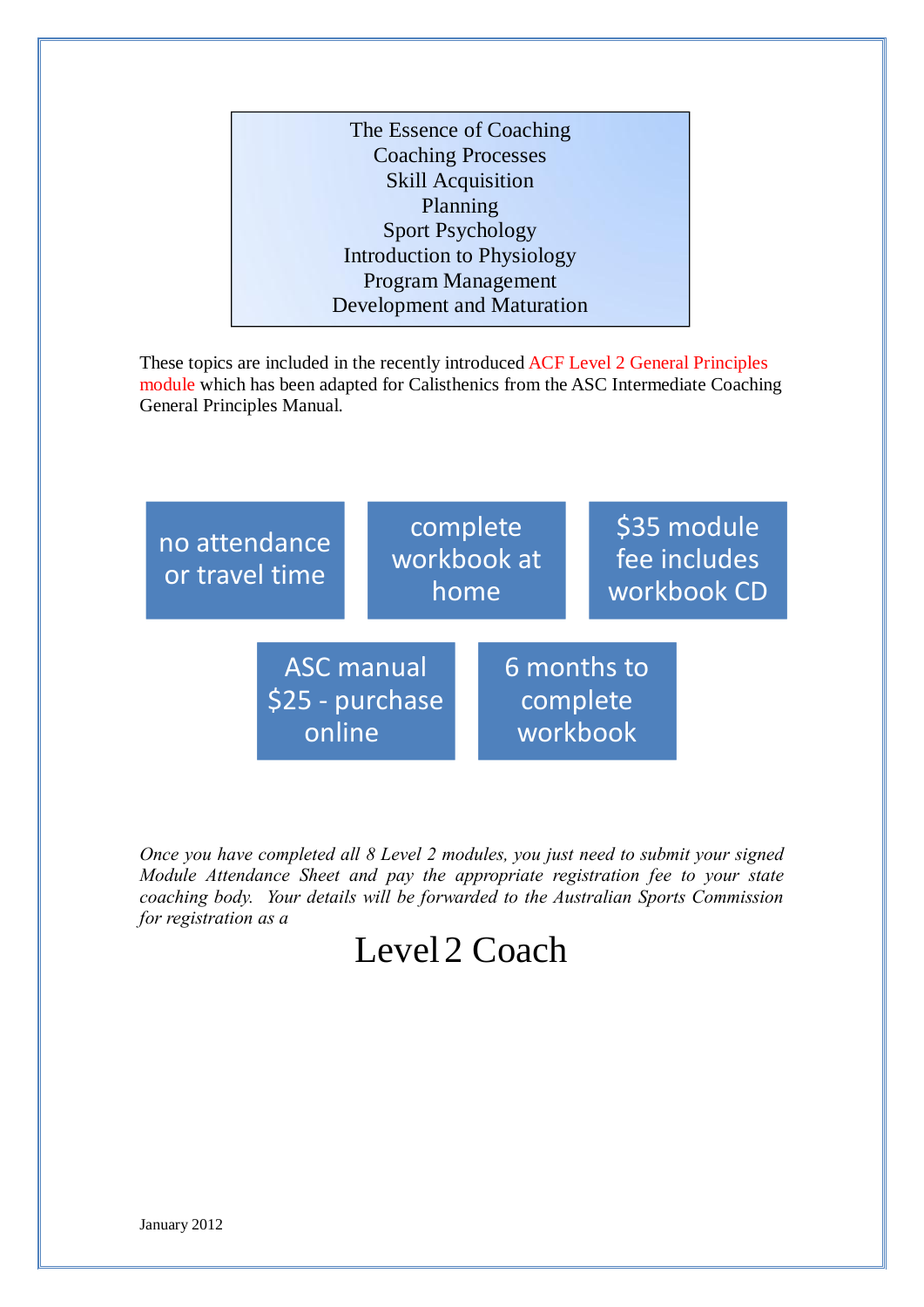The Essence of Coaching
Coaching Processes
Skill Acquisition
Planning
Sport Psychology
Introduction to Physiology
Program Management
Development and Maturation

These topics are included in the recently introduced ACF Level 2 General Principles module which has been adapted for Calisthenics from the ASC Intermediate Coaching General Principles Manual.

- no attendance or travel time
- complete workbook at home
- $35 module fee includes workbook CD
- ASC manual $25 - purchase online
- 6 months to complete workbook

*Once you have completed all 8 Level 2 modules, you just need to submit your signed Module Attendance Sheet and pay the appropriate registration fee to your state coaching body. Your details will be forwarded to the Australian Sports Commission for registration as a*

# Level 2 Coach

January 2012